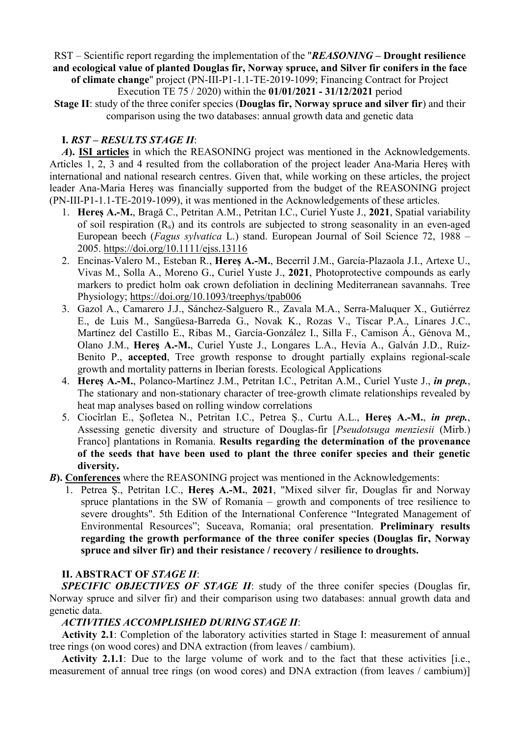RST – Scientific report regarding the implementation of the "***REASONING* – Drought resilience and ecological value of planted Douglas fir, Norway spruce, and Silver fir conifers in the face of climate change**" project (PN-III-P1-1.1-TE-2019-1099; Financing Contract for Project Execution TE 75 / 2020) within the **01/01/2021 - 31/12/2021** period

**Stage II**: study of the three conifer species (**Douglas fir, Norway spruce and silver fir**) and their comparison using the two databases: annual growth data and genetic data

## I. *RST – RESULTS STAGE II*:

***A*). ISI articles** in which the REASONING project was mentioned in the Acknowledgements. Articles 1, 2, 3 and 4 resulted from the collaboration of the project leader Ana-Maria Hereş with international and national research centres. Given that, while working on these articles, the project leader Ana-Maria Hereş was financially supported from the budget of the REASONING project (PN-III-P1-1.1-TE-2019-1099), it was mentioned in the Acknowledgements of these articles.

1. **Hereş A.-M.**, Bragă C., Petritan A.M., Petritan I.C., Curiel Yuste J., **2021**, Spatial variability of soil respiration ($R_s$) and its controls are subjected to strong seasonality in an even-aged European beech (*Fagus sylvatica* L.) stand. European Journal of Soil Science 72, 1988 – 2005. https://doi.org/10.1111/ejss.13116
2. Encinas-Valero M., Esteban R., **Hereş A.-M.**, Becerril J.M., García-Plazaola J.I., Artexe U., Vivas M., Solla A., Moreno G., Curiel Yuste J., **2021**, Photoprotective compounds as early markers to predict holm oak crown defoliation in declining Mediterranean savannahs. Tree Physiology; https://doi.org/10.1093/treephys/tpab006
3. Gazol A., Camarero J.J., Sánchez-Salguero R., Zavala M.A., Serra-Maluquer X., Gutiérrez E., de Luis M., Sangüesa-Barreda G., Novak K., Rozas V., Tíscar P.A., Linares J.C., Martínez del Castillo E., Ribas M., García-González I., Silla F., Camison Á., Génova M., Olano J.M., **Hereş A.-M.**, Curiel Yuste J., Longares L.A., Hevia A., Galván J.D., Ruiz-Benito P., **accepted**, Tree growth response to drought partially explains regional-scale growth and mortality patterns in Iberian forests. Ecological Applications
4. **Hereş A.-M.**, Polanco-Martínez J.M., Petritan I.C., Petritan A.M., Curiel Yuste J., ***in prep.***, The stationary and non-stationary character of tree-growth climate relationships revealed by heat map analyses based on rolling window correlations
5. Ciocîrlan E., Şofletea N., Petritan I.C., Petrea Ş., Curtu A.L., **Hereş A.-M.**, ***in prep.***, Assessing genetic diversity and structure of Douglas-fir [*Pseudotsuga menziesii* (Mirb.) Franco] plantations in Romania. **Results regarding the determination of the provenance of the seeds that have been used to plant the three conifer species and their genetic diversity.**

***B*). Conferences** where the REASONING project was mentioned in the Acknowledgements:

1. Petrea Ş., Petritan I.C., **Hereş A.-M.**, **2021**, "Mixed silver fir, Douglas fir and Norway spruce plantations in the SW of Romania – growth and components of tree resilience to severe droughts". 5th Edition of the International Conference "Integrated Management of Environmental Resources"; Suceava, Romania; oral presentation. **Preliminary results regarding the growth performance of the three conifer species (Douglas fir, Norway spruce and silver fir) and their resistance / recovery / resilience to droughts.**

## II. ABSTRACT OF *STAGE II*:

***SPECIFIC OBJECTIVES OF STAGE II***: study of the three conifer species (Douglas fir, Norway spruce and silver fir) and their comparison using two databases: annual growth data and genetic data.

***ACTIVITIES ACCOMPLISHED DURING STAGE II***:

**Activity 2.1**: Completion of the laboratory activities started in Stage I: measurement of annual tree rings (on wood cores) and DNA extraction (from leaves / cambium).

**Activity 2.1.1**: Due to the large volume of work and to the fact that these activities [i.e., measurement of annual tree rings (on wood cores) and DNA extraction (from leaves / cambium)]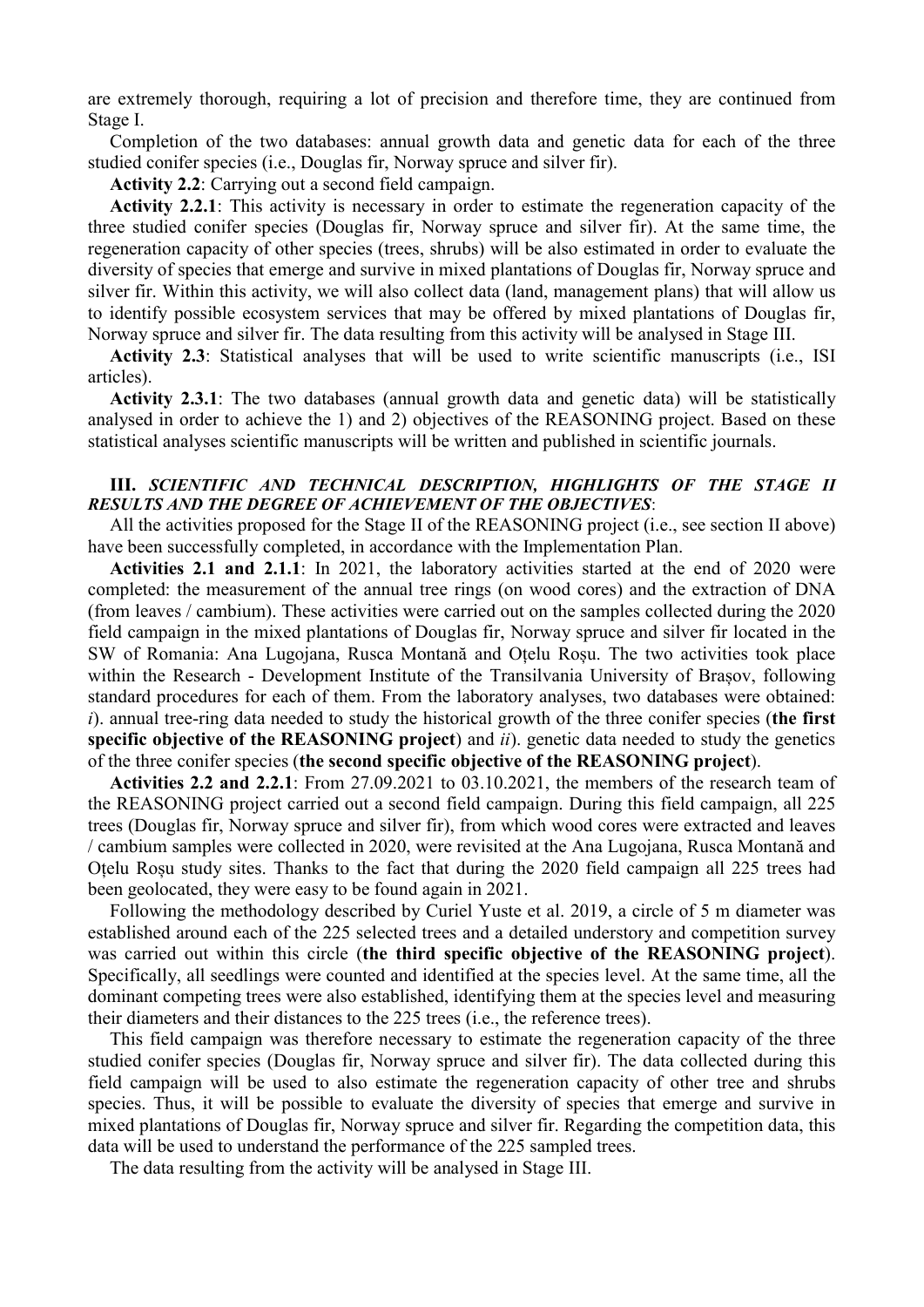are extremely thorough, requiring a lot of precision and therefore time, they are continued from Stage I.

Completion of the two databases: annual growth data and genetic data for each of the three studied conifer species (i.e., Douglas fir, Norway spruce and silver fir).

**Activity 2.2**: Carrying out a second field campaign.

**Activity 2.2.1**: This activity is necessary in order to estimate the regeneration capacity of the three studied conifer species (Douglas fir, Norway spruce and silver fir). At the same time, the regeneration capacity of other species (trees, shrubs) will be also estimated in order to evaluate the diversity of species that emerge and survive in mixed plantations of Douglas fir, Norway spruce and silver fir. Within this activity, we will also collect data (land, management plans) that will allow us to identify possible ecosystem services that may be offered by mixed plantations of Douglas fir, Norway spruce and silver fir. The data resulting from this activity will be analysed in Stage III.

**Activity 2.3**: Statistical analyses that will be used to write scientific manuscripts (i.e., ISI articles).

**Activity 2.3.1**: The two databases (annual growth data and genetic data) will be statistically analysed in order to achieve the 1) and 2) objectives of the REASONING project. Based on these statistical analyses scientific manuscripts will be written and published in scientific journals.

### III. *SCIENTIFIC AND TECHNICAL DESCRIPTION, HIGHLIGHTS OF THE STAGE II RESULTS AND THE DEGREE OF ACHIEVEMENT OF THE OBJECTIVES*:

All the activities proposed for the Stage II of the REASONING project (i.e., see section II above) have been successfully completed, in accordance with the Implementation Plan.

**Activities 2.1 and 2.1.1**: In 2021, the laboratory activities started at the end of 2020 were completed: the measurement of the annual tree rings (on wood cores) and the extraction of DNA (from leaves / cambium). These activities were carried out on the samples collected during the 2020 field campaign in the mixed plantations of Douglas fir, Norway spruce and silver fir located in the SW of Romania: Ana Lugojana, Rusca Montană and Oțelu Roșu. The two activities took place within the Research - Development Institute of the Transilvania University of Brașov, following standard procedures for each of them. From the laboratory analyses, two databases were obtained: *i*). annual tree-ring data needed to study the historical growth of the three conifer species (**the first specific objective of the REASONING project**) and *ii*). genetic data needed to study the genetics of the three conifer species (**the second specific objective of the REASONING project**).

**Activities 2.2 and 2.2.1**: From 27.09.2021 to 03.10.2021, the members of the research team of the REASONING project carried out a second field campaign. During this field campaign, all 225 trees (Douglas fir, Norway spruce and silver fir), from which wood cores were extracted and leaves / cambium samples were collected in 2020, were revisited at the Ana Lugojana, Rusca Montană and Oțelu Roșu study sites. Thanks to the fact that during the 2020 field campaign all 225 trees had been geolocated, they were easy to be found again in 2021.

Following the methodology described by Curiel Yuste et al. 2019, a circle of 5 m diameter was established around each of the 225 selected trees and a detailed understory and competition survey was carried out within this circle (**the third specific objective of the REASONING project**). Specifically, all seedlings were counted and identified at the species level. At the same time, all the dominant competing trees were also established, identifying them at the species level and measuring their diameters and their distances to the 225 trees (i.e., the reference trees).

This field campaign was therefore necessary to estimate the regeneration capacity of the three studied conifer species (Douglas fir, Norway spruce and silver fir). The data collected during this field campaign will be used to also estimate the regeneration capacity of other tree and shrubs species. Thus, it will be possible to evaluate the diversity of species that emerge and survive in mixed plantations of Douglas fir, Norway spruce and silver fir. Regarding the competition data, this data will be used to understand the performance of the 225 sampled trees.

The data resulting from the activity will be analysed in Stage III.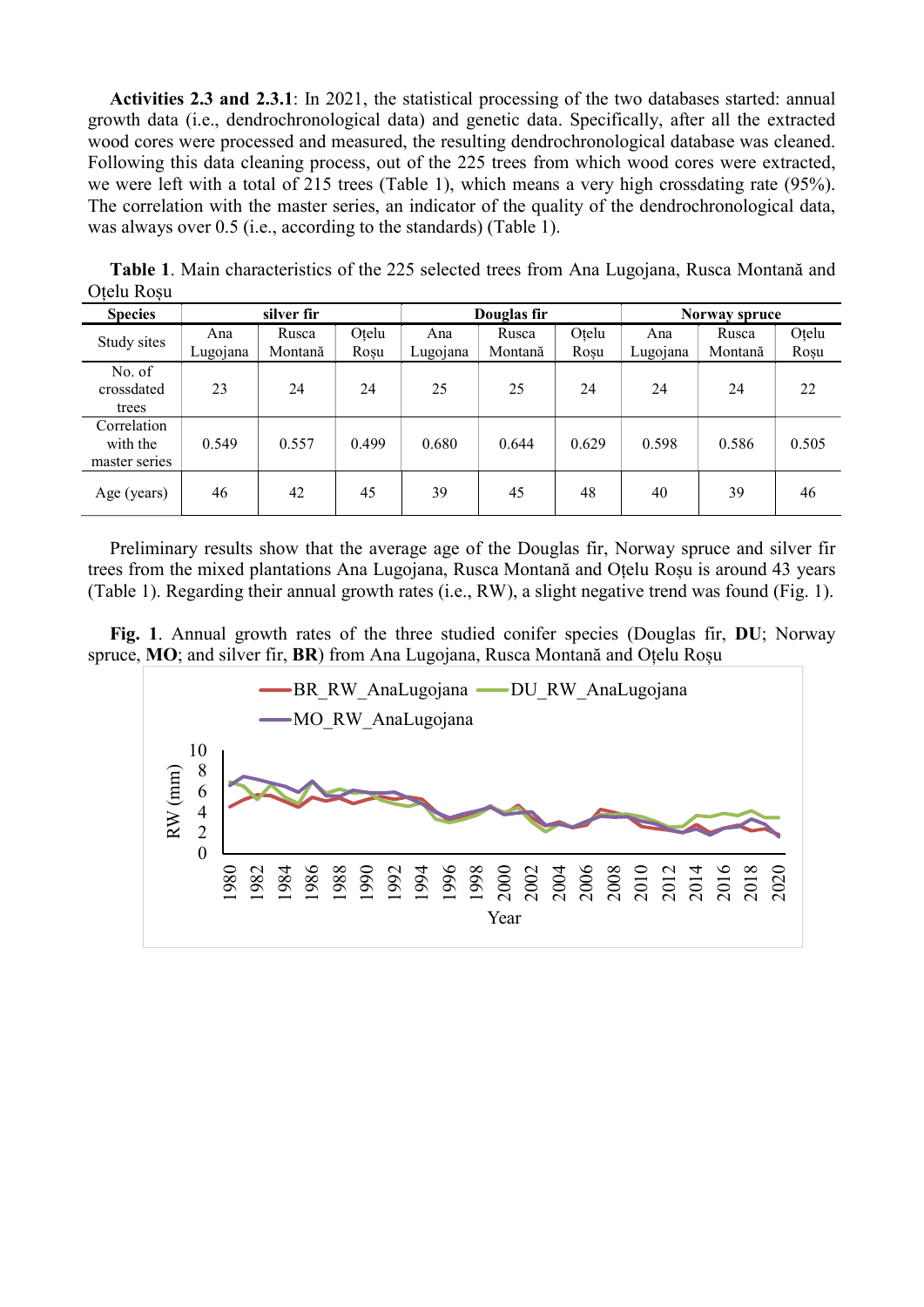**Activities 2.3 and 2.3.1**: In 2021, the statistical processing of the two databases started: annual growth data (i.e., dendrochronological data) and genetic data. Specifically, after all the extracted wood cores were processed and measured, the resulting dendrochronological database was cleaned. Following this data cleaning process, out of the 225 trees from which wood cores were extracted, we were left with a total of 215 trees (Table 1), which means a very high crossdating rate (95%). The correlation with the master series, an indicator of the quality of the dendrochronological data, was always over 0.5 (i.e., according to the standards) (Table 1).

**Table 1**. Main characteristics of the 225 selected trees from Ana Lugojana, Rusca Montană and Oțelu Roșu

| Species | silver fir | | | Douglas fir | | | Norway spruce | | |
|---|---|---|---|---|---|---|---|---|---|
| Study sites | Ana Lugojana | Rusca Montană | Oțelu Roșu | Ana Lugojana | Rusca Montană | Oțelu Roșu | Ana Lugojana | Rusca Montană | Oțelu Roșu |
| No. of crossdated trees | 23 | 24 | 24 | 25 | 25 | 24 | 24 | 24 | 22 |
| Correlation with the master series | 0.549 | 0.557 | 0.499 | 0.680 | 0.644 | 0.629 | 0.598 | 0.586 | 0.505 |
| Age (years) | 46 | 42 | 45 | 39 | 45 | 48 | 40 | 39 | 46 |

Preliminary results show that the average age of the Douglas fir, Norway spruce and silver fir trees from the mixed plantations Ana Lugojana, Rusca Montană and Oțelu Roșu is around 43 years (Table 1). Regarding their annual growth rates (i.e., RW), a slight negative trend was found (Fig. 1).

**Fig. 1**. Annual growth rates of the three studied conifer species (Douglas fir, **DU**; Norway spruce, **MO**; and silver fir, **BR**) from Ana Lugojana, Rusca Montană and Oțelu Roșu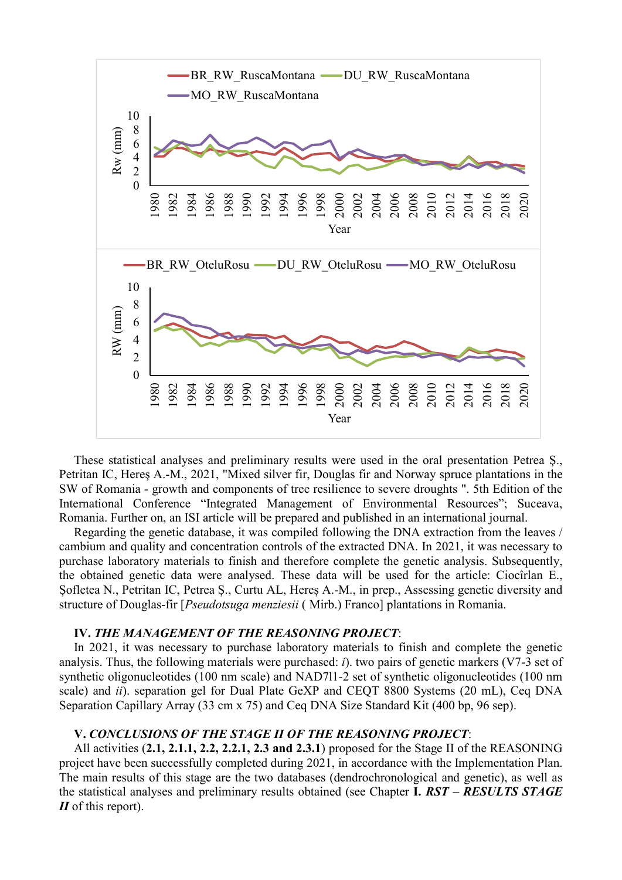These statistical analyses and preliminary results were used in the oral presentation Petrea Ş., Petritan IC, Hereş A.-M., 2021, "Mixed silver fir, Douglas fir and Norway spruce plantations in the SW of Romania - growth and components of tree resilience to severe droughts ". 5th Edition of the International Conference "Integrated Management of Environmental Resources"; Suceava, Romania. Further on, an ISI article will be prepared and published in an international journal.

Regarding the genetic database, it was compiled following the DNA extraction from the leaves / cambium and quality and concentration controls of the extracted DNA. In 2021, it was necessary to purchase laboratory materials to finish and therefore complete the genetic analysis. Subsequently, the obtained genetic data were analysed. These data will be used for the article: Ciocîrlan E., Şofletea N., Petritan IC, Petrea Ş., Curtu AL, Hereş A.-M., in prep., Assessing genetic diversity and structure of Douglas-fir [*Pseudotsuga menziesii* ( Mirb.) Franco] plantations in Romania.

**IV.** ***THE MANAGEMENT OF THE REASONING PROJECT***:

In 2021, it was necessary to purchase laboratory materials to finish and complete the genetic analysis. Thus, the following materials were purchased: *i*). two pairs of genetic markers (V7-3 set of synthetic oligonucleotides (100 nm scale) and NAD7l1-2 set of synthetic oligonucleotides (100 nm scale) and *ii*). separation gel for Dual Plate GeXP and CEQT 8800 Systems (20 mL), Ceq DNA Separation Capillary Array (33 cm x 75) and Ceq DNA Size Standard Kit (400 bp, 96 sep).

**V.** ***CONCLUSIONS OF THE STAGE II OF THE REASONING PROJECT***:

All activities (**2.1, 2.1.1, 2.2, 2.2.1, 2.3 and 2.3.1**) proposed for the Stage II of the REASONING project have been successfully completed during 2021, in accordance with the Implementation Plan. The main results of this stage are the two databases (dendrochronological and genetic), as well as the statistical analyses and preliminary results obtained (see Chapter **I.** ***RST – RESULTS STAGE II*** of this report).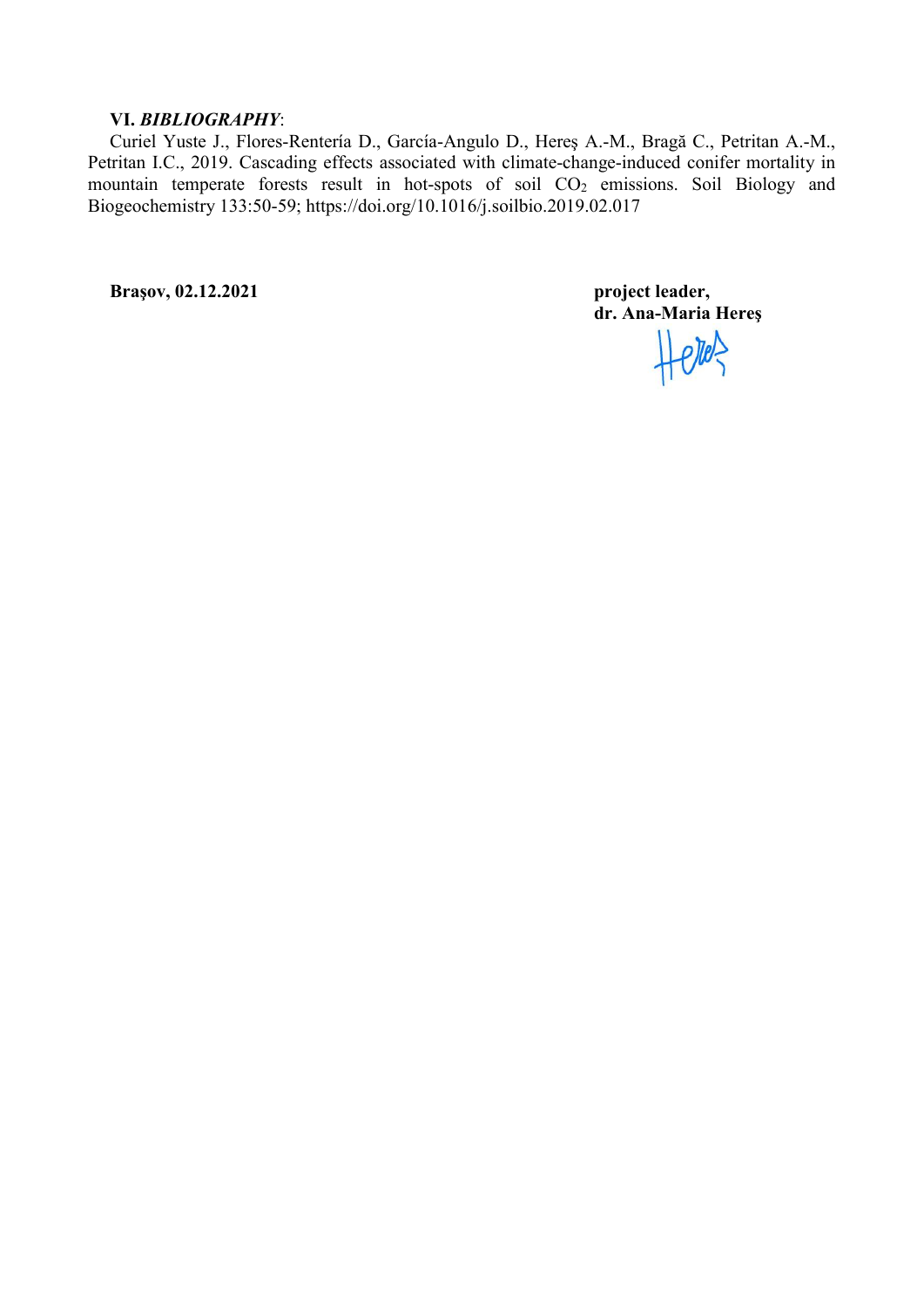## VI. *BIBLIOGRAPHY*:

Curiel Yuste J., Flores-Rentería D., García-Angulo D., Hereş A.-M., Bragă C., Petritan A.-M., Petritan I.C., 2019. Cascading effects associated with climate-change-induced conifer mortality in mountain temperate forests result in hot-spots of soil $CO_2$ emissions. Soil Biology and Biogeochemistry 133:50-59; https://doi.org/10.1016/j.soilbio.2019.02.017

**Braşov, 02.12.2021**

**project leader,**
**dr. Ana-Maria Hereş**

Hereş